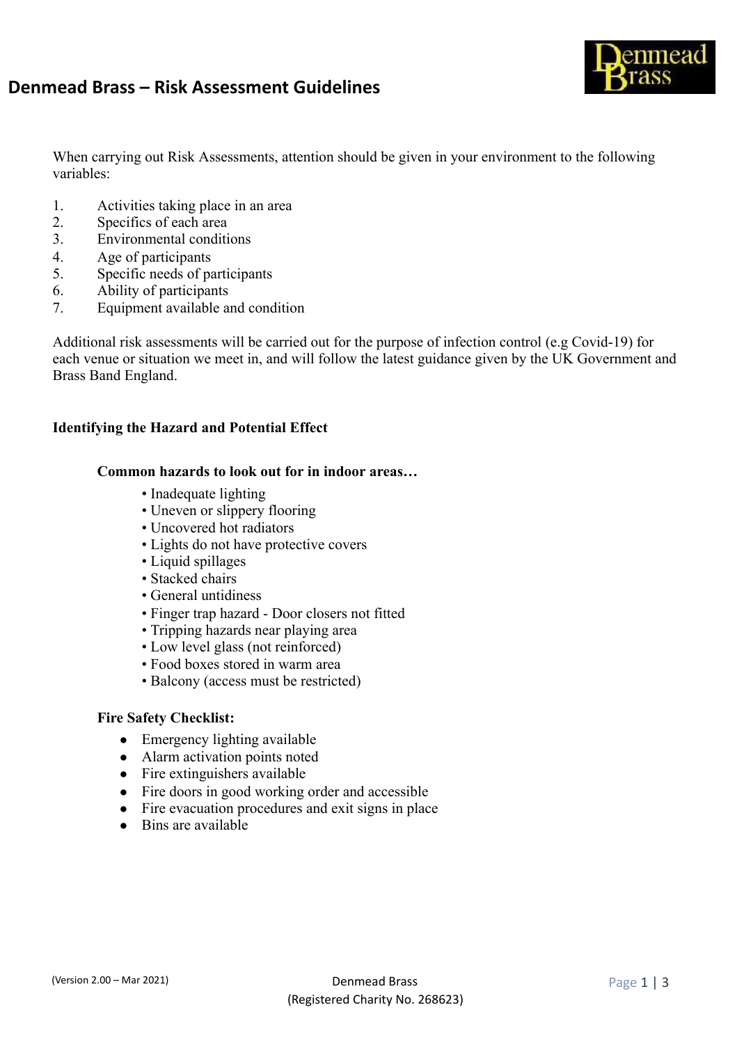# Denmead Brass – Risk Assessment Guidelines

When carrying out Risk Assessments, attention should be given in your environment to the following variables:

1. Activities taking place in an area
2. Specifics of each area
3. Environmental conditions
4. Age of participants
5. Specific needs of participants
6. Ability of participants
7. Equipment available and condition

Additional risk assessments will be carried out for the purpose of infection control (e.g Covid-19) for each venue or situation we meet in, and will follow the latest guidance given by the UK Government and Brass Band England.

**Identifying the Hazard and Potential Effect**

**Common hazards to look out for in indoor areas…**

- Inadequate lighting
- Uneven or slippery flooring
- Uncovered hot radiators
- Lights do not have protective covers
- Liquid spillages
- Stacked chairs
- General untidiness
- Finger trap hazard - Door closers not fitted
- Tripping hazards near playing area
- Low level glass (not reinforced)
- Food boxes stored in warm area
- Balcony (access must be restricted)

**Fire Safety Checklist:**

- Emergency lighting available
- Alarm activation points noted
- Fire extinguishers available
- Fire doors in good working order and accessible
- Fire evacuation procedures and exit signs in place
- Bins are available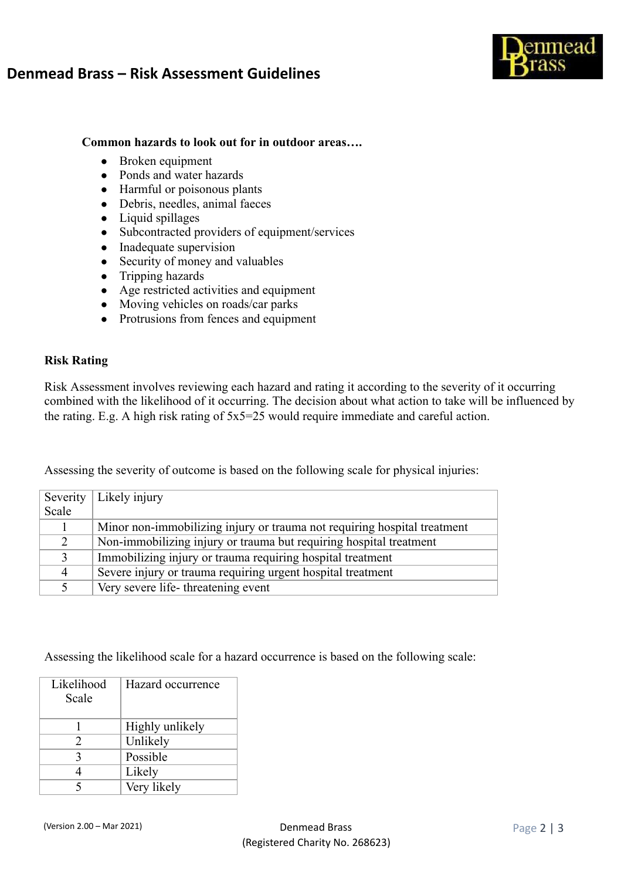**Common hazards to look out for in outdoor areas….**

- Broken equipment
- Ponds and water hazards
- Harmful or poisonous plants
- Debris, needles, animal faeces
- Liquid spillages
- Subcontracted providers of equipment/services
- Inadequate supervision
- Security of money and valuables
- Tripping hazards
- Age restricted activities and equipment
- Moving vehicles on roads/car parks
- Protrusions from fences and equipment

**Risk Rating**

Risk Assessment involves reviewing each hazard and rating it according to the severity of it occurring combined with the likelihood of it occurring. The decision about what action to take will be influenced by the rating. E.g. A high risk rating of 5x5=25 would require immediate and careful action.

Assessing the severity of outcome is based on the following scale for physical injuries:

| Severity Scale | Likely injury |
|---|---|
| 1 | Minor non-immobilizing injury or trauma not requiring hospital treatment |
| 2 | Non-immobilizing injury or trauma but requiring hospital treatment |
| 3 | Immobilizing injury or trauma requiring hospital treatment |
| 4 | Severe injury or trauma requiring urgent hospital treatment |
| 5 | Very severe life- threatening event |

Assessing the likelihood scale for a hazard occurrence is based on the following scale:

| Likelihood Scale | Hazard occurrence |
|---|---|
| 1 | Highly unlikely |
| 2 | Unlikely |
| 3 | Possible |
| 4 | Likely |
| 5 | Very likely |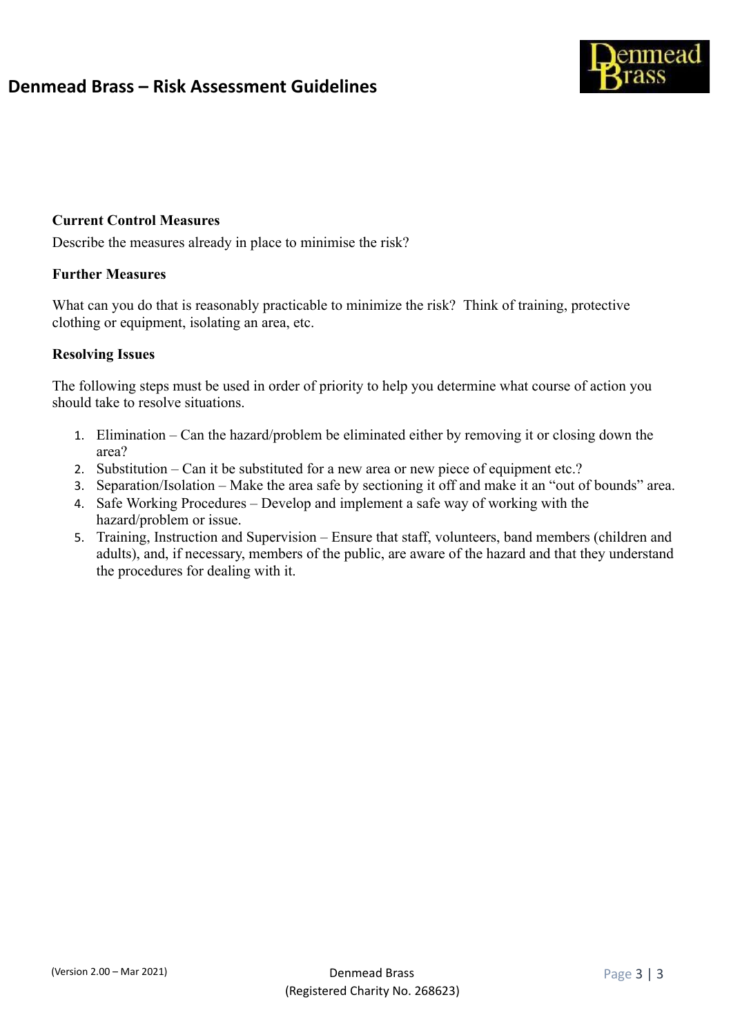**Current Control Measures**

Describe the measures already in place to minimise the risk?

**Further Measures**

What can you do that is reasonably practicable to minimize the risk? Think of training, protective clothing or equipment, isolating an area, etc.

**Resolving Issues**

The following steps must be used in order of priority to help you determine what course of action you should take to resolve situations.

1. Elimination – Can the hazard/problem be eliminated either by removing it or closing down the area?
2. Substitution – Can it be substituted for a new area or new piece of equipment etc.?
3. Separation/Isolation – Make the area safe by sectioning it off and make it an "out of bounds" area.
4. Safe Working Procedures – Develop and implement a safe way of working with the hazard/problem or issue.
5. Training, Instruction and Supervision – Ensure that staff, volunteers, band members (children and adults), and, if necessary, members of the public, are aware of the hazard and that they understand the procedures for dealing with it.